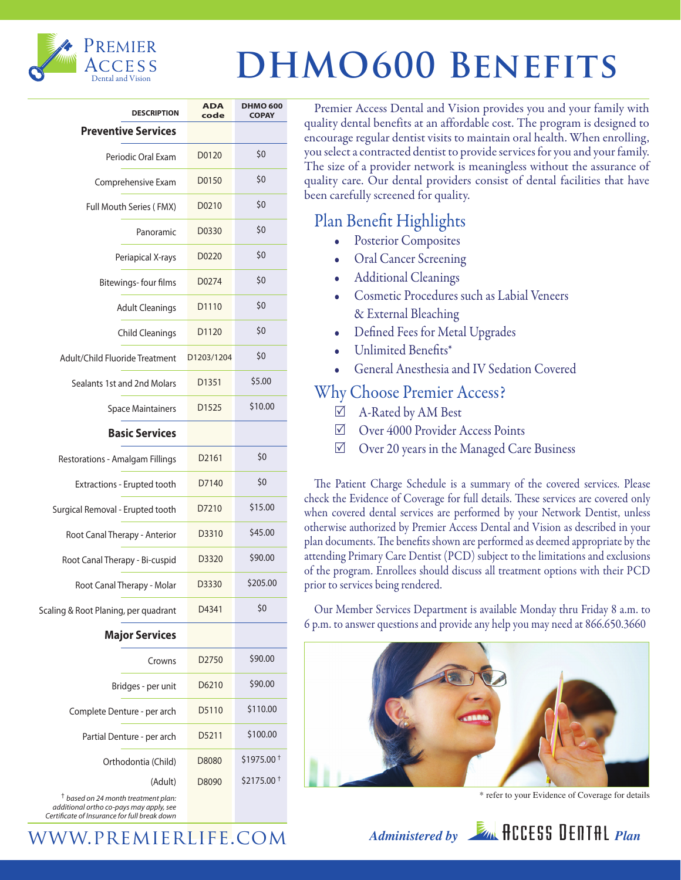# DHMO600 Benefits

Premier Access Dental and Vision

| DESCRIPTION | ADA code | DHMO 600 COPAY |
|---|---|---|
| **Preventive Services** | | |
| Periodic Oral Exam | D0120 | $0 |
| Comprehensive Exam | D0150 | $0 |
| Full Mouth Series ( FMX) | D0210 | $0 |
| Panoramic | D0330 | $0 |
| Periapical X-rays | D0220 | $0 |
| Bitewings- four films | D0274 | $0 |
| Adult Cleanings | D1110 | $0 |
| Child Cleanings | D1120 | $0 |
| Adult/Child Fluoride Treatment | D1203/1204 | $0 |
| Sealants 1st and 2nd Molars | D1351 | $5.00 |
| Space Maintainers | D1525 | $10.00 |
| **Basic Services** | | |
| Restorations - Amalgam Fillings | D2161 | $0 |
| Extractions - Erupted tooth | D7140 | $0 |
| Surgical Removal - Erupted tooth | D7210 | $15.00 |
| Root Canal Therapy - Anterior | D3310 | $45.00 |
| Root Canal Therapy - Bi-cuspid | D3320 | $90.00 |
| Root Canal Therapy - Molar | D3330 | $205.00 |
| Scaling & Root Planing, per quadrant | D4341 | $0 |
| **Major Services** | | |
| Crowns | D2750 | $90.00 |
| Bridges - per unit | D6210 | $90.00 |
| Complete Denture - per arch | D5110 | $110.00 |
| Partial Denture - per arch | D5211 | $100.00 |
| Orthodontia (Child) | D8080 | $1975.00 † |
| (Adult) | D8090 | $2175.00 † |

*† based on 24 month treatment plan: additional ortho co-pays may apply, see Certificate of Insurance for full break down*

Premier Access Dental and Vision provides you and your family with quality dental benefits at an affordable cost. The program is designed to encourage regular dentist visits to maintain oral health. When enrolling, you select a contracted dentist to provide services for you and your family. The size of a provider network is meaningless without the assurance of quality care. Our dental providers consist of dental facilities that have been carefully screened for quality.

## Plan Benefit Highlights

- Posterior Composites
- Oral Cancer Screening
- Additional Cleanings
- Cosmetic Procedures such as Labial Veneers & External Bleaching
- Defined Fees for Metal Upgrades
- Unlimited Benefits*
- General Anesthesia and IV Sedation Covered

## Why Choose Premier Access?

- ☑ A-Rated by AM Best
- ☑ Over 4000 Provider Access Points
- ☑ Over 20 years in the Managed Care Business

The Patient Charge Schedule is a summary of the covered services. Please check the Evidence of Coverage for full details. These services are covered only when covered dental services are performed by your Network Dentist, unless otherwise authorized by Premier Access Dental and Vision as described in your plan documents. The benefits shown are performed as deemed appropriate by the attending Primary Care Dentist (PCD) subject to the limitations and exclusions of the program. Enrollees should discuss all treatment options with their PCD prior to services being rendered.

Our Member Services Department is available Monday thru Friday 8 a.m. to 6 p.m. to answer questions and provide any help you may need at 866.650.3660

\* refer to your Evidence of Coverage for details

WWW.PREMIERLIFE.COM

*Administered by* Access Dental *Plan*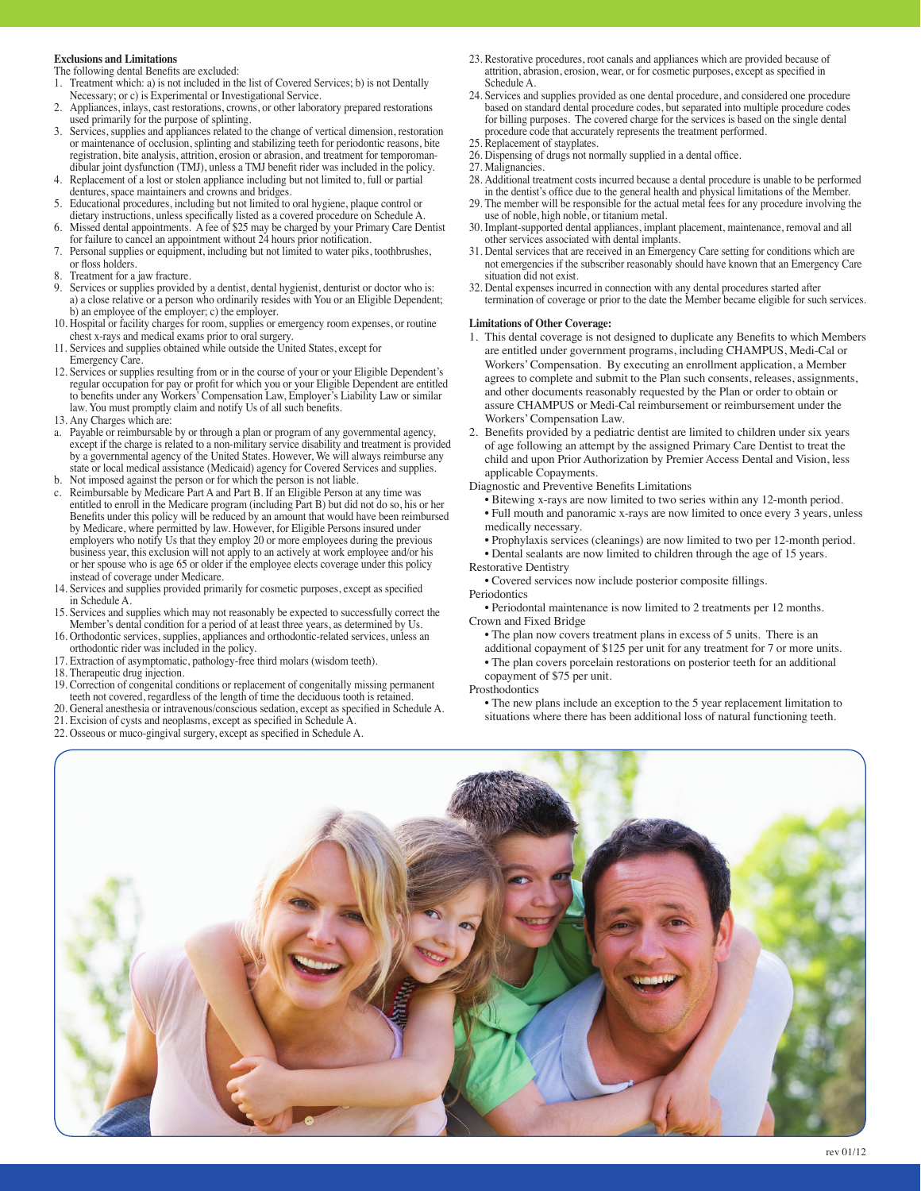## Exclusions and Limitations

The following dental Benefits are excluded:

1. Treatment which: a) is not included in the list of Covered Services; b) is not Dentally Necessary; or c) is Experimental or Investigational Service.
2. Appliances, inlays, cast restorations, crowns, or other laboratory prepared restorations used primarily for the purpose of splinting.
3. Services, supplies and appliances related to the change of vertical dimension, restoration or maintenance of occlusion, splinting and stabilizing teeth for periodontic reasons, bite registration, bite analysis, attrition, erosion or abrasion, and treatment for temporomandibular joint dysfunction (TMJ), unless a TMJ benefit rider was included in the policy.
4. Replacement of a lost or stolen appliance including but not limited to, full or partial dentures, space maintainers and crowns and bridges.
5. Educational procedures, including but not limited to oral hygiene, plaque control or dietary instructions, unless specifically listed as a covered procedure on Schedule A.
6. Missed dental appointments. A fee of $25 may be charged by your Primary Care Dentist for failure to cancel an appointment without 24 hours prior notification.
7. Personal supplies or equipment, including but not limited to water piks, toothbrushes, or floss holders.
8. Treatment for a jaw fracture.
9. Services or supplies provided by a dentist, dental hygienist, denturist or doctor who is: a) a close relative or a person who ordinarily resides with You or an Eligible Dependent; b) an employee of the employer; c) the employer.
10. Hospital or facility charges for room, supplies or emergency room expenses, or routine chest x-rays and medical exams prior to oral surgery.
11. Services and supplies obtained while outside the United States, except for Emergency Care.
12. Services or supplies resulting from or in the course of your or your Eligible Dependent's regular occupation for pay or profit for which you or your Eligible Dependent are entitled to benefits under any Workers' Compensation Law, Employer's Liability Law or similar law. You must promptly claim and notify Us of all such benefits.
13. Any Charges which are:
    a. Payable or reimbursable by or through a plan or program of any governmental agency, except if the charge is related to a non-military service disability and treatment is provided by a governmental agency of the United States. However, We will always reimburse any state or local medical assistance (Medicaid) agency for Covered Services and supplies.
    b. Not imposed against the person or for which the person is not liable.
    c. Reimbursable by Medicare Part A and Part B. If an Eligible Person at any time was entitled to enroll in the Medicare program (including Part B) but did not do so, his or her Benefits under this policy will be reduced by an amount that would have been reimbursed by Medicare, where permitted by law. However, for Eligible Persons insured under employers who notify Us that they employ 20 or more employees during the previous business year, this exclusion will not apply to an actively at work employee and/or his or her spouse who is age 65 or older if the employee elects coverage under this policy instead of coverage under Medicare.
14. Services and supplies provided primarily for cosmetic purposes, except as specified in Schedule A.
15. Services and supplies which may not reasonably be expected to successfully correct the Member's dental condition for a period of at least three years, as determined by Us.
16. Orthodontic services, supplies, appliances and orthodontic-related services, unless an orthodontic rider was included in the policy.
17. Extraction of asymptomatic, pathology-free third molars (wisdom teeth).
18. Therapeutic drug injection.
19. Correction of congenital conditions or replacement of congenitally missing permanent teeth not covered, regardless of the length of time the deciduous tooth is retained.
20. General anesthesia or intravenous/conscious sedation, except as specified in Schedule A.
21. Excision of cysts and neoplasms, except as specified in Schedule A.
22. Osseous or muco-gingival surgery, except as specified in Schedule A.
23. Restorative procedures, root canals and appliances which are provided because of attrition, abrasion, erosion, wear, or for cosmetic purposes, except as specified in Schedule A.
24. Services and supplies provided as one dental procedure, and considered one procedure based on standard dental procedure codes, but separated into multiple procedure codes for billing purposes. The covered charge for the services is based on the single dental procedure code that accurately represents the treatment performed.
25. Replacement of stayplates.
26. Dispensing of drugs not normally supplied in a dental office.
27. Malignancies.
28. Additional treatment costs incurred because a dental procedure is unable to be performed in the dentist's office due to the general health and physical limitations of the Member.
29. The member will be responsible for the actual metal fees for any procedure involving the use of noble, high noble, or titanium metal.
30. Implant-supported dental appliances, implant placement, maintenance, removal and all other services associated with dental implants.
31. Dental services that are received in an Emergency Care setting for conditions which are not emergencies if the subscriber reasonably should have known that an Emergency Care situation did not exist.
32. Dental expenses incurred in connection with any dental procedures started after termination of coverage or prior to the date the Member became eligible for such services.

## Limitations of Other Coverage:

1. This dental coverage is not designed to duplicate any Benefits to which Members are entitled under government programs, including CHAMPUS, Medi-Cal or Workers' Compensation. By executing an enrollment application, a Member agrees to complete and submit to the Plan such consents, releases, assignments, and other documents reasonably requested by the Plan or order to obtain or assure CHAMPUS or Medi-Cal reimbursement or reimbursement under the Workers' Compensation Law.
2. Benefits provided by a pediatric dentist are limited to children under six years of age following an attempt by the assigned Primary Care Dentist to treat the child and upon Prior Authorization by Premier Access Dental and Vision, less applicable Copayments.

Diagnostic and Preventive Benefits Limitations

- Bitewing x-rays are now limited to two series within any 12-month period.
- Full mouth and panoramic x-rays are now limited to once every 3 years, unless medically necessary.
- Prophylaxis services (cleanings) are now limited to two per 12-month period.
- Dental sealants are now limited to children through the age of 15 years.

Restorative Dentistry

- Covered services now include posterior composite fillings.

Periodontics

- Periodontal maintenance is now limited to 2 treatments per 12 months.

Crown and Fixed Bridge

- The plan now covers treatment plans in excess of 5 units. There is an additional copayment of $125 per unit for any treatment for 7 or more units.
- The plan covers porcelain restorations on posterior teeth for an additional copayment of $75 per unit.

Prosthodontics

- The new plans include an exception to the 5 year replacement limitation to situations where there has been additional loss of natural functioning teeth.

rev 01/12